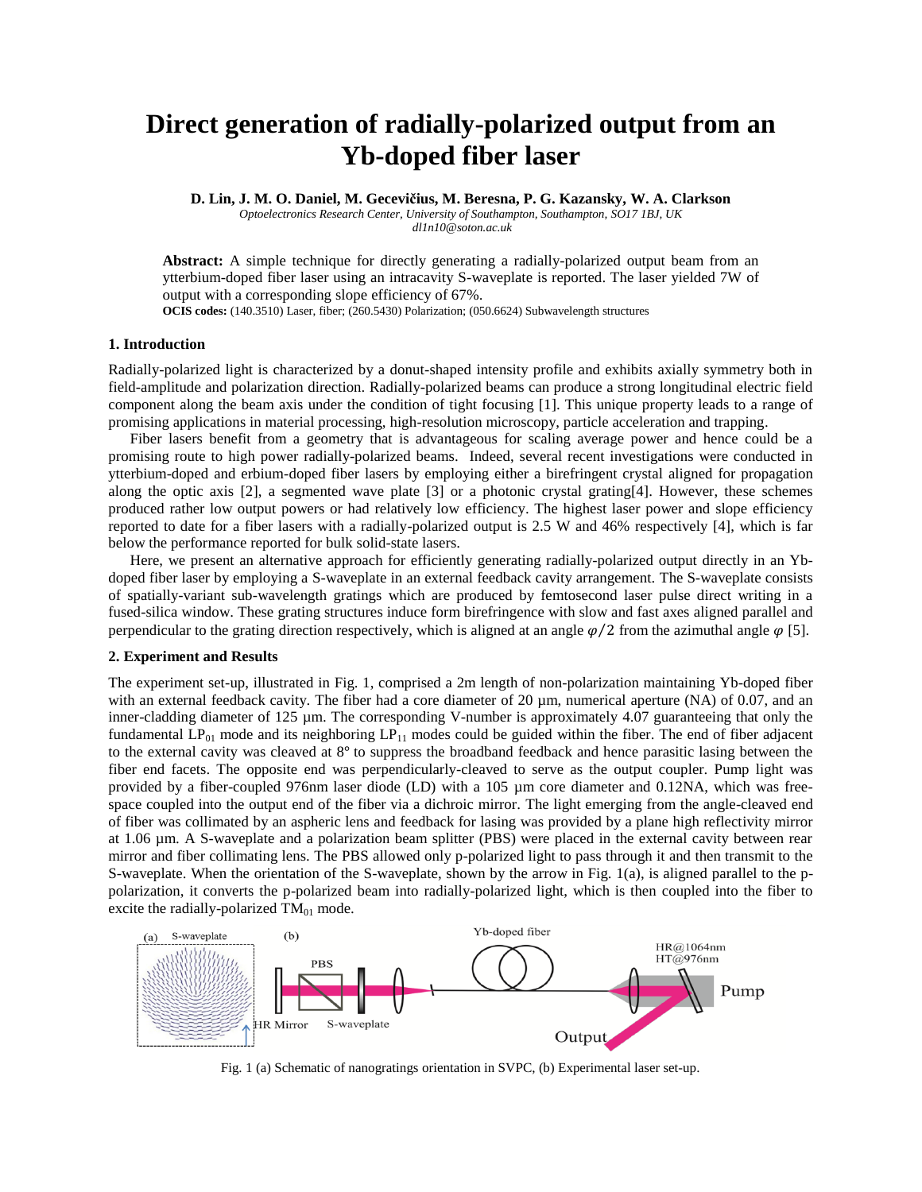# Direct generation of radially-polarized output from an Yb-doped fiber laser

**D. Lin, J. M. O. Daniel, M. Gecevičius, M. Beresna, P. G. Kazansky, W. A. Clarkson**

*Optoelectronics Research Center, University of Southampton, Southampton, SO17 1BJ, UK*

*dl1n10@soton.ac.uk*

**Abstract:** A simple technique for directly generating a radially-polarized output beam from an ytterbium-doped fiber laser using an intracavity S-waveplate is reported. The laser yielded 7W of output with a corresponding slope efficiency of 67%.

**OCIS codes:** (140.3510) Laser, fiber; (260.5430) Polarization; (050.6624) Subwavelength structures

## 1. Introduction

Radially-polarized light is characterized by a donut-shaped intensity profile and exhibits axially symmetry both in field-amplitude and polarization direction. Radially-polarized beams can produce a strong longitudinal electric field component along the beam axis under the condition of tight focusing [1]. This unique property leads to a range of promising applications in material processing, high-resolution microscopy, particle acceleration and trapping.

Fiber lasers benefit from a geometry that is advantageous for scaling average power and hence could be a promising route to high power radially-polarized beams. Indeed, several recent investigations were conducted in ytterbium-doped and erbium-doped fiber lasers by employing either a birefringent crystal aligned for propagation along the optic axis [2], a segmented wave plate [3] or a photonic crystal grating[4]. However, these schemes produced rather low output powers or had relatively low efficiency. The highest laser power and slope efficiency reported to date for a fiber lasers with a radially-polarized output is 2.5 W and 46% respectively [4], which is far below the performance reported for bulk solid-state lasers.

Here, we present an alternative approach for efficiently generating radially-polarized output directly in an Yb-doped fiber laser by employing a S-waveplate in an external feedback cavity arrangement. The S-waveplate consists of spatially-variant sub-wavelength gratings which are produced by femtosecond laser pulse direct writing in a fused-silica window. These grating structures induce form birefringence with slow and fast axes aligned parallel and perpendicular to the grating direction respectively, which is aligned at an angle $\varphi/2$ from the azimuthal angle $\varphi$ [5].

## 2. Experiment and Results

The experiment set-up, illustrated in Fig. 1, comprised a 2m length of non-polarization maintaining Yb-doped fiber with an external feedback cavity. The fiber had a core diameter of 20 µm, numerical aperture (NA) of 0.07, and an inner-cladding diameter of 125 µm. The corresponding V-number is approximately 4.07 guaranteeing that only the fundamental $LP_{01}$ mode and its neighboring $LP_{11}$ modes could be guided within the fiber. The end of fiber adjacent to the external cavity was cleaved at 8° to suppress the broadband feedback and hence parasitic lasing between the fiber end facets. The opposite end was perpendicularly-cleaved to serve as the output coupler. Pump light was provided by a fiber-coupled 976nm laser diode (LD) with a 105 µm core diameter and 0.12NA, which was free-space coupled into the output end of the fiber via a dichroic mirror. The light emerging from the angle-cleaved end of fiber was collimated by an aspheric lens and feedback for lasing was provided by a plane high reflectivity mirror at 1.06 µm. A S-waveplate and a polarization beam splitter (PBS) were placed in the external cavity between rear mirror and fiber collimating lens. The PBS allowed only p-polarized light to pass through it and then transmit to the S-waveplate. When the orientation of the S-waveplate, shown by the arrow in Fig. 1(a), is aligned parallel to the p-polarization, it converts the p-polarized beam into radially-polarized light, which is then coupled into the fiber to excite the radially-polarized $TM_{01}$ mode.

Fig. 1 (a) Schematic of nanogratings orientation in SVPC, (b) Experimental laser set-up.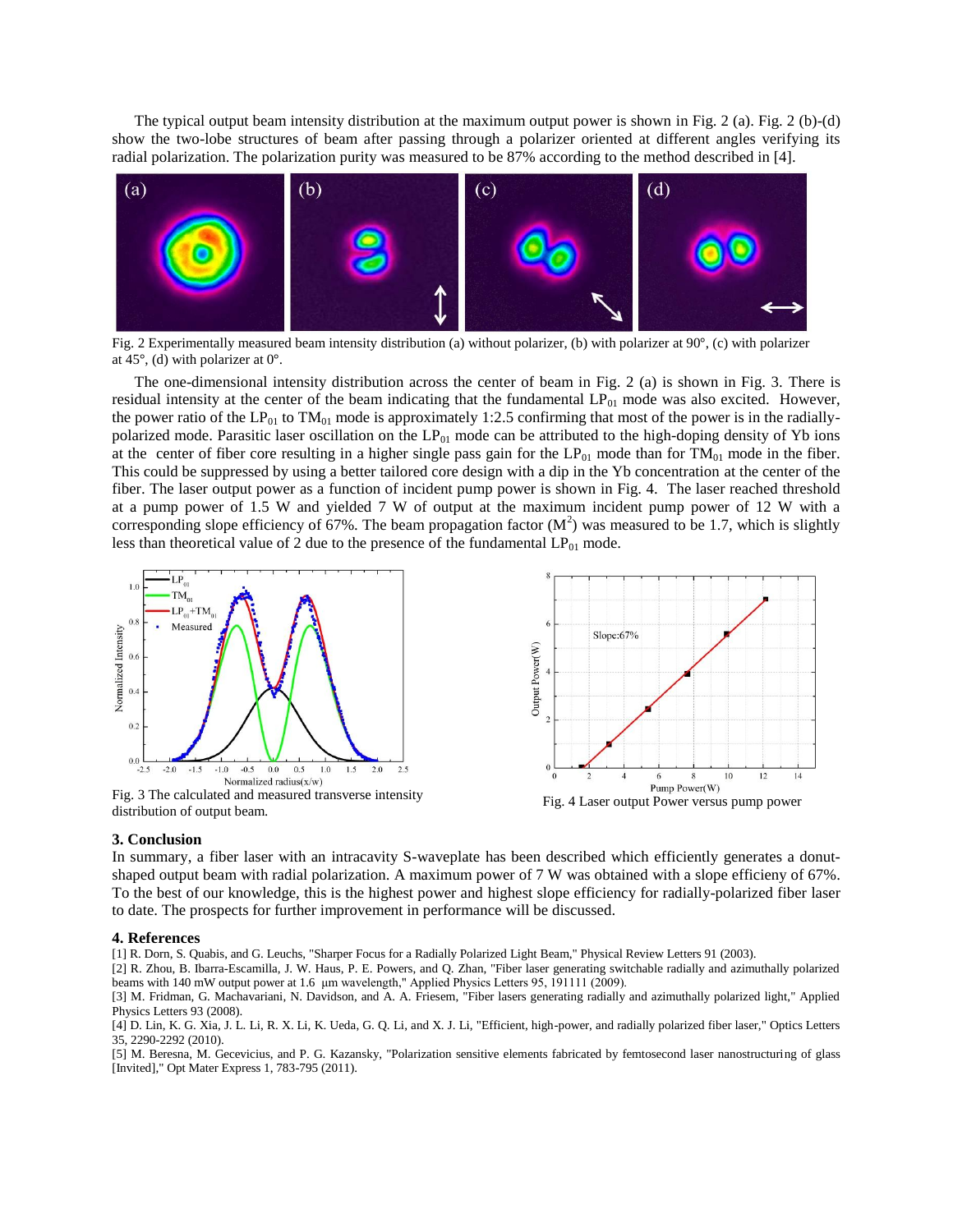The typical output beam intensity distribution at the maximum output power is shown in Fig. 2 (a). Fig. 2 (b)-(d) show the two-lobe structures of beam after passing through a polarizer oriented at different angles verifying its radial polarization. The polarization purity was measured to be 87% according to the method described in [4].

(a) (b) (c) (d)

Fig. 2 Experimentally measured beam intensity distribution (a) without polarizer, (b) with polarizer at 90°, (c) with polarizer at 45°, (d) with polarizer at 0°.

The one-dimensional intensity distribution across the center of beam in Fig. 2 (a) is shown in Fig. 3. There is residual intensity at the center of the beam indicating that the fundamental $LP_{01}$ mode was also excited. However, the power ratio of the $LP_{01}$ to $TM_{01}$ mode is approximately 1:2.5 confirming that most of the power is in the radially-polarized mode. Parasitic laser oscillation on the $LP_{01}$ mode can be attributed to the high-doping density of Yb ions at the center of fiber core resulting in a higher single pass gain for the $LP_{01}$ mode than for $TM_{01}$ mode in the fiber. This could be suppressed by using a better tailored core design with a dip in the Yb concentration at the center of the fiber. The laser output power as a function of incident pump power is shown in Fig. 4. The laser reached threshold at a pump power of 1.5 W and yielded 7 W of output at the maximum incident pump power of 12 W with a corresponding slope efficiency of 67%. The beam propagation factor ($M^2$) was measured to be 1.7, which is slightly less than theoretical value of 2 due to the presence of the fundamental $LP_{01}$ mode.

$LP_{01}$
$TM_{01}$
$LP_{01}+TM_{01}$
Measured
Normalized Intensity
Normalized radius(x/w)

Fig. 3 The calculated and measured transverse intensity distribution of output beam.

Slope:67%
Output Power(W)
Pump Power(W)

Fig. 4 Laser output Power versus pump power

## 3. Conclusion

In summary, a fiber laser with an intracavity S-waveplate has been described which efficiently generates a donut-shaped output beam with radial polarization. A maximum power of 7 W was obtained with a slope efficieny of 67%. To the best of our knowledge, this is the highest power and highest slope efficiency for radially-polarized fiber laser to date. The prospects for further improvement in performance will be discussed.

## 4. References

[1] R. Dorn, S. Quabis, and G. Leuchs, "Sharper Focus for a Radially Polarized Light Beam," Physical Review Letters 91 (2003).

[2] R. Zhou, B. Ibarra-Escamilla, J. W. Haus, P. E. Powers, and Q. Zhan, "Fiber laser generating switchable radially and azimuthally polarized beams with 140 mW output power at 1.6 μm wavelength," Applied Physics Letters 95, 191111 (2009).

[3] M. Fridman, G. Machavariani, N. Davidson, and A. A. Friesem, "Fiber lasers generating radially and azimuthally polarized light," Applied Physics Letters 93 (2008).

[4] D. Lin, K. G. Xia, J. L. Li, R. X. Li, K. Ueda, G. Q. Li, and X. J. Li, "Efficient, high-power, and radially polarized fiber laser," Optics Letters 35, 2290-2292 (2010).

[5] M. Beresna, M. Gecevicius, and P. G. Kazansky, "Polarization sensitive elements fabricated by femtosecond laser nanostructuring of glass [Invited]," Opt Mater Express 1, 783-795 (2011).